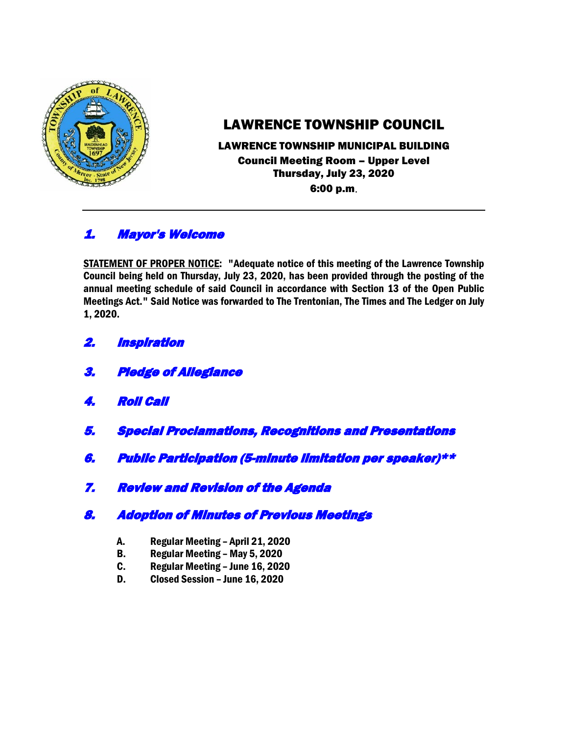# LAWRENCE TOWNSHIP COUNCIL

**LAWRENCE TOWNSHIP MUNICIPAL BUILDING**
**Council Meeting Room – Upper Level**
**Thursday, July 23, 2020**
**6:00 p.m.**

---

## 1. Mayor's Welcome

**STATEMENT OF PROPER NOTICE: "Adequate notice of this meeting of the Lawrence Township Council being held on Thursday, July 23, 2020, has been provided through the posting of the annual meeting schedule of said Council in accordance with Section 13 of the Open Public Meetings Act." Said Notice was forwarded to The Trentonian, The Times and The Ledger on July 1, 2020.**

## 2. Inspiration

## 3. Pledge of Allegiance

## 4. Roll Call

## 5. Special Proclamations, Recognitions and Presentations

## 6. Public Participation (5-minute limitation per speaker)**

## 7. Review and Revision of the Agenda

## 8. Adoption of Minutes of Previous Meetings

- **A. Regular Meeting – April 21, 2020**
- **B. Regular Meeting – May 5, 2020**
- **C. Regular Meeting – June 16, 2020**
- **D. Closed Session – June 16, 2020**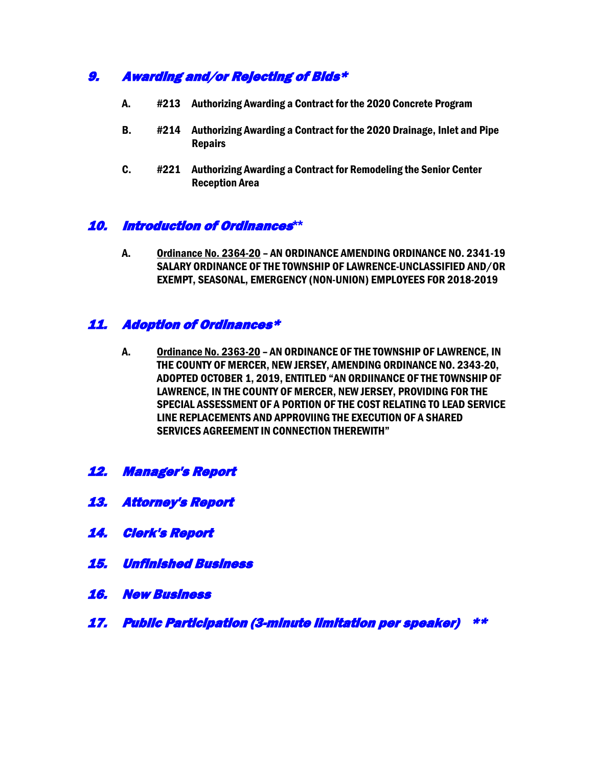## *9. Awarding and/or Rejecting of Bids**

**A. #213 Authorizing Awarding a Contract for the 2020 Concrete Program**

**B. #214 Authorizing Awarding a Contract for the 2020 Drainage, Inlet and Pipe Repairs**

**C. #221 Authorizing Awarding a Contract for Remodeling the Senior Center Reception Area**

## *10. Introduction of Ordinances***

**A. <u>Ordinance No. 2364-20</u> – AN ORDINANCE AMENDING ORDINANCE NO. 2341-19 SALARY ORDINANCE OF THE TOWNSHIP OF LAWRENCE-UNCLASSIFIED AND/OR EXEMPT, SEASONAL, EMERGENCY (NON-UNION) EMPLOYEES FOR 2018-2019**

## *11. Adoption of Ordinances**

**A. <u>Ordinance No. 2363-20</u> – AN ORDINANCE OF THE TOWNSHIP OF LAWRENCE, IN THE COUNTY OF MERCER, NEW JERSEY, AMENDING ORDINANCE NO. 2343-20, ADOPTED OCTOBER 1, 2019, ENTITLED "AN ORDIINANCE OF THE TOWNSHIP OF LAWRENCE, IN THE COUNTY OF MERCER, NEW JERSEY, PROVIDING FOR THE SPECIAL ASSESSMENT OF A PORTION OF THE COST RELATING TO LEAD SERVICE LINE REPLACEMENTS AND APPROVIING THE EXECUTION OF A SHARED SERVICES AGREEMENT IN CONNECTION THEREWITH"**

## *12. Manager's Report*

## *13. Attorney's Report*

## *14. Clerk's Report*

## *15. Unfinished Business*

## *16. New Business*

## *17. Public Participation (3-minute limitation per speaker) ***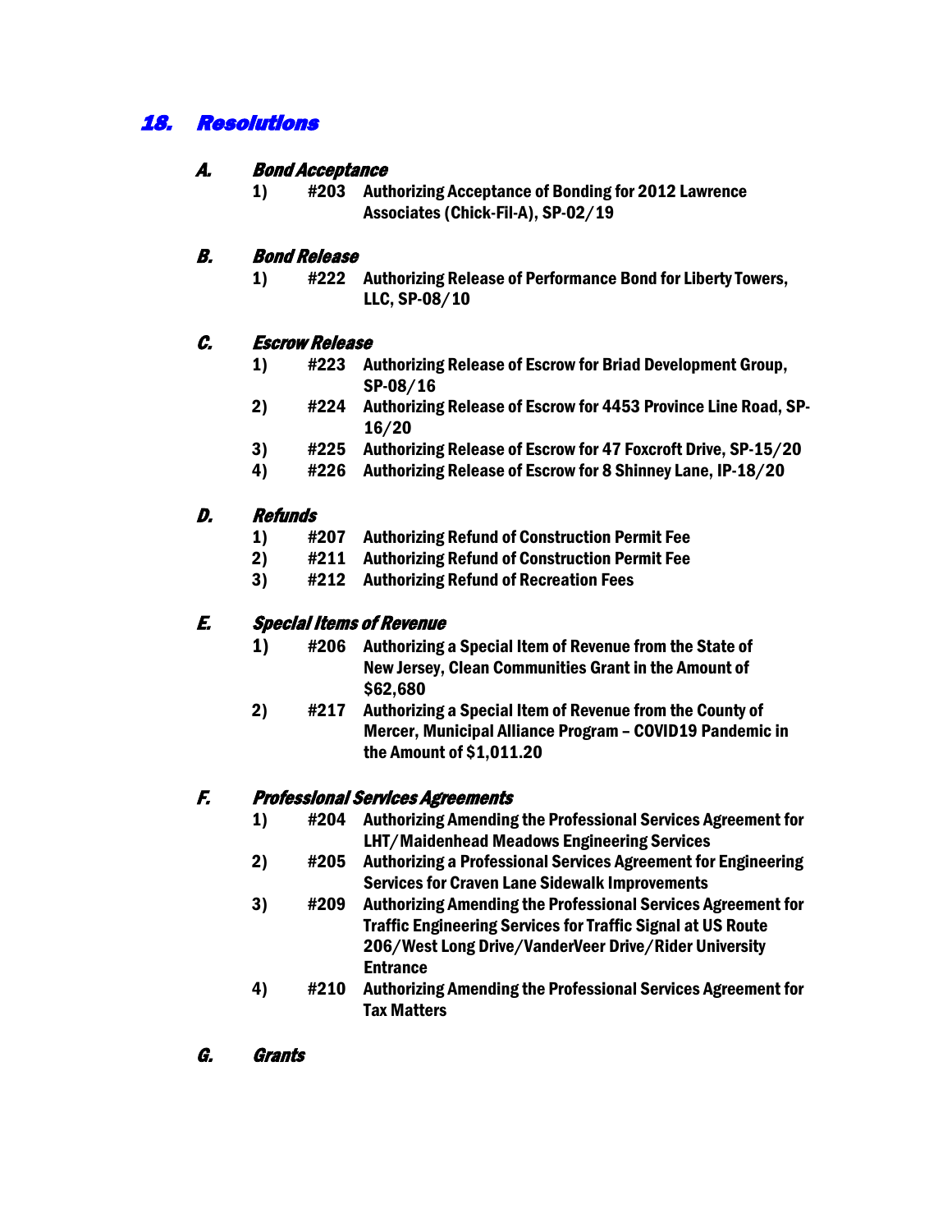## *18. Resolutions*

### *A. Bond Acceptance*

1) **#203 Authorizing Acceptance of Bonding for 2012 Lawrence Associates (Chick-Fil-A), SP-02/19**

### *B. Bond Release*

1) **#222 Authorizing Release of Performance Bond for Liberty Towers, LLC, SP-08/10**

### *C. Escrow Release*

1) **#223 Authorizing Release of Escrow for Briad Development Group, SP-08/16**
2) **#224 Authorizing Release of Escrow for 4453 Province Line Road, SP-16/20**
3) **#225 Authorizing Release of Escrow for 47 Foxcroft Drive, SP-15/20**
4) **#226 Authorizing Release of Escrow for 8 Shinney Lane, IP-18/20**

### *D. Refunds*

1) **#207 Authorizing Refund of Construction Permit Fee**
2) **#211 Authorizing Refund of Construction Permit Fee**
3) **#212 Authorizing Refund of Recreation Fees**

### *E. Special Items of Revenue*

1) **#206 Authorizing a Special Item of Revenue from the State of New Jersey, Clean Communities Grant in the Amount of $62,680**
2) **#217 Authorizing a Special Item of Revenue from the County of Mercer, Municipal Alliance Program – COVID19 Pandemic in the Amount of $1,011.20**

### *F. Professional Services Agreements*

1) **#204 Authorizing Amending the Professional Services Agreement for LHT/Maidenhead Meadows Engineering Services**
2) **#205 Authorizing a Professional Services Agreement for Engineering Services for Craven Lane Sidewalk Improvements**
3) **#209 Authorizing Amending the Professional Services Agreement for Traffic Engineering Services for Traffic Signal at US Route 206/West Long Drive/VanderVeer Drive/Rider University Entrance**
4) **#210 Authorizing Amending the Professional Services Agreement for Tax Matters**

### *G. Grants*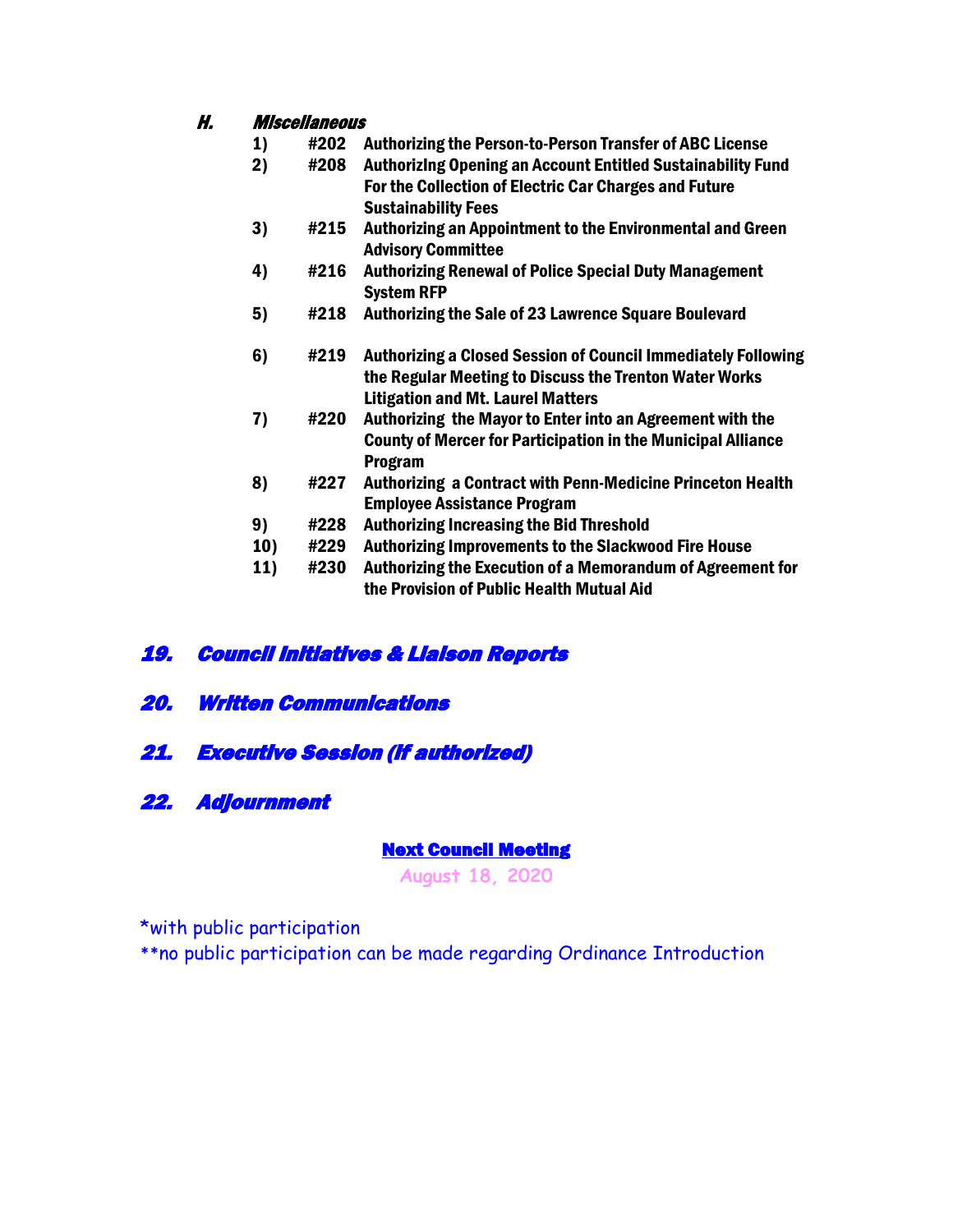### H. Miscellaneous

1) #202 **Authorizing the Person-to-Person Transfer of ABC License**
2) #208 **AuthorizIng Opening an Account Entitled Sustainability Fund For the Collection of Electric Car Charges and Future Sustainability Fees**
3) #215 **Authorizing an Appointment to the Environmental and Green Advisory Committee**
4) #216 **Authorizing Renewal of Police Special Duty Management System RFP**
5) #218 **Authorizing the Sale of 23 Lawrence Square Boulevard**
6) #219 **Authorizing a Closed Session of Council Immediately Following the Regular Meeting to Discuss the Trenton Water Works Litigation and Mt. Laurel Matters**
7) #220 **Authorizing the Mayor to Enter into an Agreement with the County of Mercer for Participation in the Municipal Alliance Program**
8) #227 **Authorizing a Contract with Penn-Medicine Princeton Health Employee Assistance Program**
9) #228 **Authorizing Increasing the Bid Threshold**
10) #229 **Authorizing Improvements to the Slackwood Fire House**
11) #230 **Authorizing the Execution of a Memorandum of Agreement for the Provision of Public Health Mutual Aid**

## 19. Council Initiatives & Liaison Reports

## 20. Written Communications

## 21. Executive Session (if authorized)

## 22. Adjournment

**Next Council Meeting**

August 18, 2020

*with public participation

**no public participation can be made regarding Ordinance Introduction